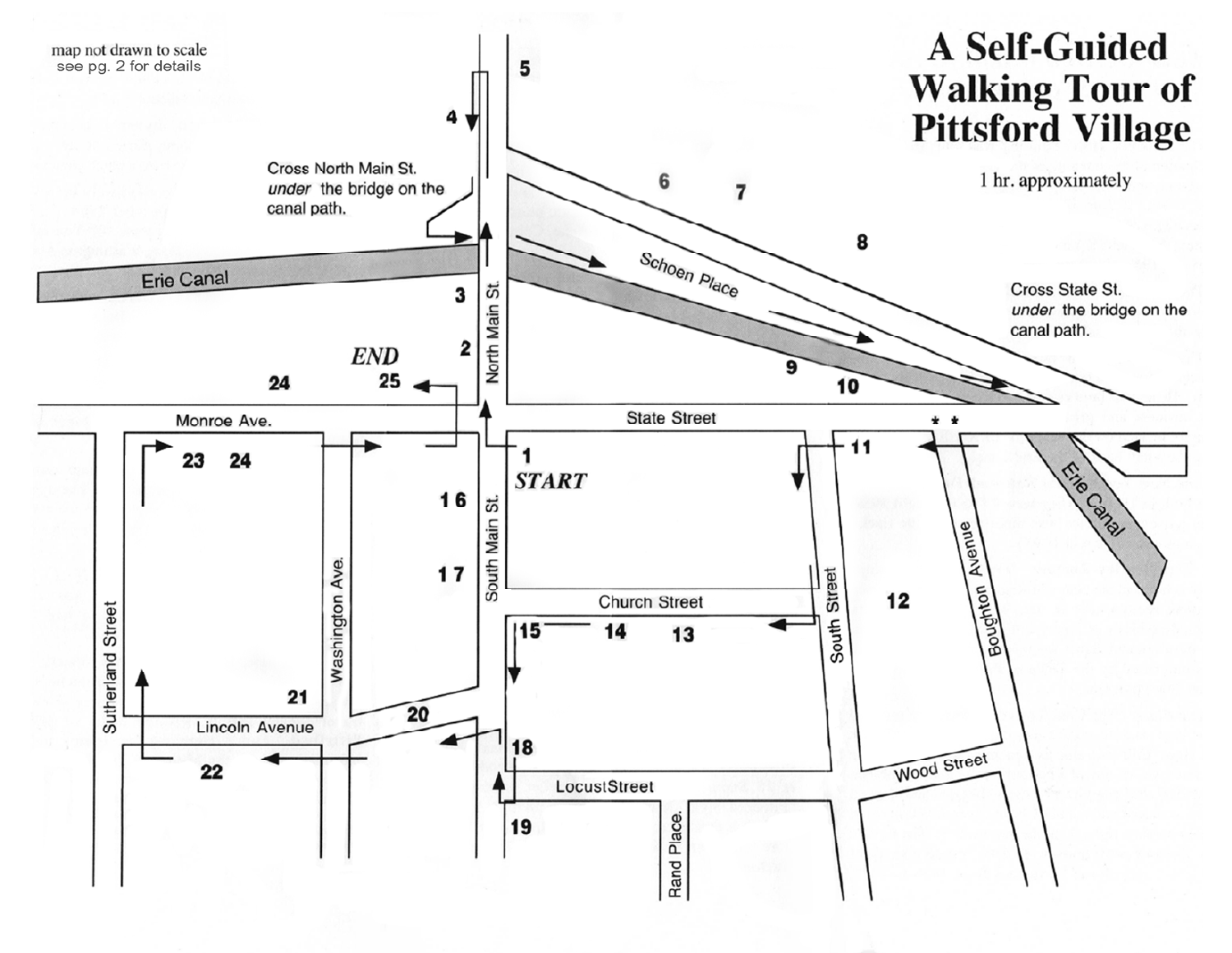# A Self-Guided Walking Tour of Pittsford Village

1 hr. approximately

map not drawn to scale
see pg. 2 for details

Cross North Main St. *under* the bridge on the canal path.

Cross State St. *under* the bridge on the canal path.

*START*

*END*

Erie Canal

Schoen Place

North Main St.

State Street

Monroe Ave.

South Main St.

Church Street

South Street

Boughton Avenue

Washington Ave.

Sutherland Street

Lincoln Avenue

Locust Street

Rand Place

Wood Street

1 2 3 4 5 6 7 8 9 10 11 12 13 14 15 16 17 18 19 20 21 22 23 24 25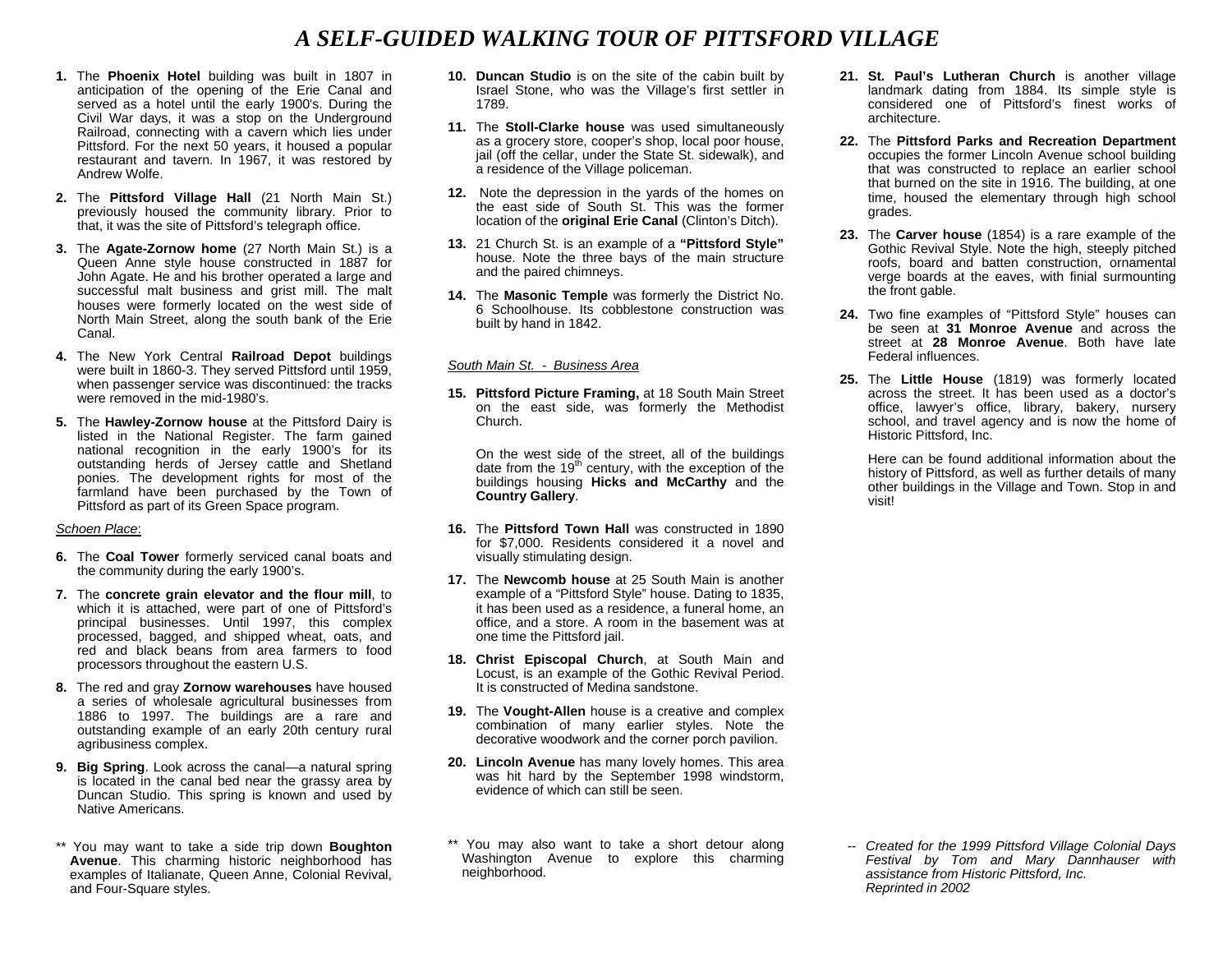# *A SELF-GUIDED WALKING TOUR OF PITTSFORD VILLAGE*

1. The **Phoenix Hotel** building was built in 1807 in anticipation of the opening of the Erie Canal and served as a hotel until the early 1900's. During the Civil War days, it was a stop on the Underground Railroad, connecting with a cavern which lies under Pittsford. For the next 50 years, it housed a popular restaurant and tavern. In 1967, it was restored by Andrew Wolfe.

2. The **Pittsford Village Hall** (21 North Main St.) previously housed the community library. Prior to that, it was the site of Pittsford's telegraph office.

3. The **Agate-Zornow home** (27 North Main St.) is a Queen Anne style house constructed in 1887 for John Agate. He and his brother operated a large and successful malt business and grist mill. The malt houses were formerly located on the west side of North Main Street, along the south bank of the Erie Canal.

4. The New York Central **Railroad Depot** buildings were built in 1860-3. They served Pittsford until 1959, when passenger service was discontinued: the tracks were removed in the mid-1980's.

5. The **Hawley-Zornow house** at the Pittsford Dairy is listed in the National Register. The farm gained national recognition in the early 1900's for its outstanding herds of Jersey cattle and Shetland ponies. The development rights for most of the farmland have been purchased by the Town of Pittsford as part of its Green Space program.

*Schoen Place*:

6. The **Coal Tower** formerly serviced canal boats and the community during the early 1900's.

7. The **concrete grain elevator and the flour mill**, to which it is attached, were part of one of Pittsford's principal businesses. Until 1997, this complex processed, bagged, and shipped wheat, oats, and red and black beans from area farmers to food processors throughout the eastern U.S.

8. The red and gray **Zornow warehouses** have housed a series of wholesale agricultural businesses from 1886 to 1997. The buildings are a rare and outstanding example of an early 20th century rural agribusiness complex.

9. **Big Spring**. Look across the canal—a natural spring is located in the canal bed near the grassy area by Duncan Studio. This spring is known and used by Native Americans.

** You may want to take a side trip down **Boughton Avenue**. This charming historic neighborhood has examples of Italianate, Queen Anne, Colonial Revival, and Four-Square styles.

10. **Duncan Studio** is on the site of the cabin built by Israel Stone, who was the Village's first settler in 1789.

11. The **Stoll-Clarke house** was used simultaneously as a grocery store, cooper's shop, local poor house, jail (off the cellar, under the State St. sidewalk), and a residence of the Village policeman.

12. Note the depression in the yards of the homes on the east side of South St. This was the former location of the **original Erie Canal** (Clinton's Ditch).

13. 21 Church St. is an example of a **"Pittsford Style"** house. Note the three bays of the main structure and the paired chimneys.

14. The **Masonic Temple** was formerly the District No. 6 Schoolhouse. Its cobblestone construction was built by hand in 1842.

*South Main St. - Business Area*

15. **Pittsford Picture Framing,** at 18 South Main Street on the east side, was formerly the Methodist Church.

    On the west side of the street, all of the buildings date from the 19th century, with the exception of the buildings housing **Hicks and McCarthy** and the **Country Gallery**.

16. The **Pittsford Town Hall** was constructed in 1890 for $7,000. Residents considered it a novel and visually stimulating design.

17. The **Newcomb house** at 25 South Main is another example of a "Pittsford Style" house. Dating to 1835, it has been used as a residence, a funeral home, an office, and a store. A room in the basement was at one time the Pittsford jail.

18. **Christ Episcopal Church**, at South Main and Locust, is an example of the Gothic Revival Period. It is constructed of Medina sandstone.

19. The **Vought-Allen** house is a creative and complex combination of many earlier styles. Note the decorative woodwork and the corner porch pavilion.

20. **Lincoln Avenue** has many lovely homes. This area was hit hard by the September 1998 windstorm, evidence of which can still be seen.

** You may also want to take a short detour along Washington Avenue to explore this charming neighborhood.

21. **St. Paul's Lutheran Church** is another village landmark dating from 1884. Its simple style is considered one of Pittsford's finest works of architecture.

22. The **Pittsford Parks and Recreation Department** occupies the former Lincoln Avenue school building that was constructed to replace an earlier school that burned on the site in 1916. The building, at one time, housed the elementary through high school grades.

23. The **Carver house** (1854) is a rare example of the Gothic Revival Style. Note the high, steeply pitched roofs, board and batten construction, ornamental verge boards at the eaves, with finial surmounting the front gable.

24. Two fine examples of "Pittsford Style" houses can be seen at **31 Monroe Avenue** and across the street at **28 Monroe Avenue**. Both have late Federal influences.

25. The **Little House** (1819) was formerly located across the street. It has been used as a doctor's office, lawyer's office, library, bakery, nursery school, and travel agency and is now the home of Historic Pittsford, Inc.

    Here can be found additional information about the history of Pittsford, as well as further details of many other buildings in the Village and Town. Stop in and visit!

-- *Created for the 1999 Pittsford Village Colonial Days Festival by Tom and Mary Dannhauser with assistance from Historic Pittsford, Inc.*
*Reprinted in 2002*